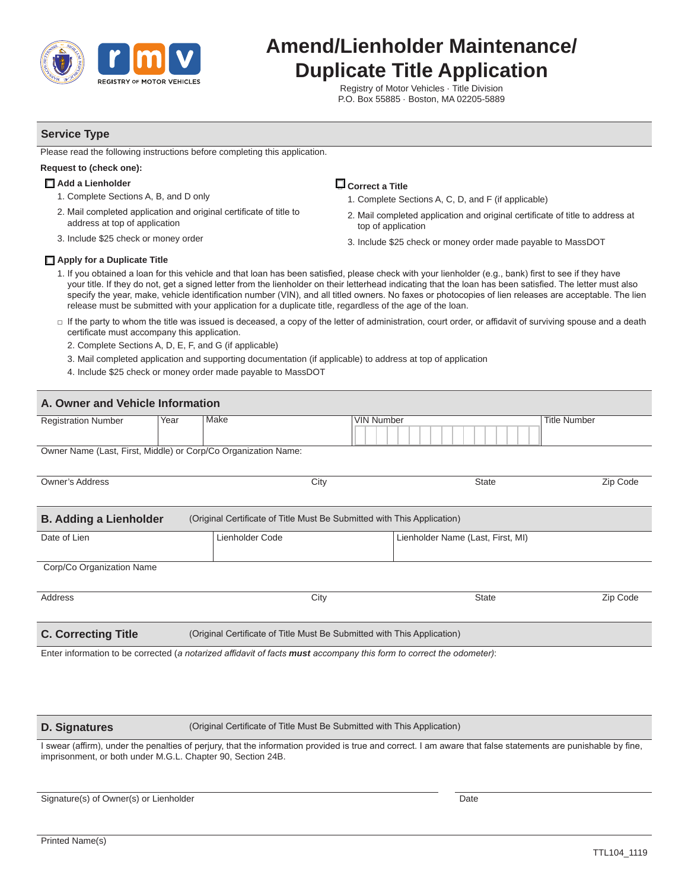# Amend/Lienholder Maintenance/ Duplicate Title Application

Registry of Motor Vehicles · Title Division
P.O. Box 55885 · Boston, MA 02205-5889

## Service Type

Please read the following instructions before completing this application.

**Request to (check one):**

☐ **Add a Lienholder**

1. Complete Sections A, B, and D only
2. Mail completed application and original certificate of title to address at top of application
3. Include $25 check or money order

☐ **Correct a Title**

1. Complete Sections A, C, D, and F (if applicable)
2. Mail completed application and original certificate of title to address at top of application
3. Include $25 check or money order made payable to MassDOT

☐ **Apply for a Duplicate Title**

1. If you obtained a loan for this vehicle and that loan has been satisfied, please check with your lienholder (e.g., bank) first to see if they have your title. If they do not, get a signed letter from the lienholder on their letterhead indicating that the loan has been satisfied. The letter must also specify the year, make, vehicle identification number (VIN), and all titled owners. No faxes or photocopies of lien releases are acceptable. The lien release must be submitted with your application for a duplicate title, regardless of the age of the loan.

   □ If the party to whom the title was issued is deceased, a copy of the letter of administration, court order, or affidavit of surviving spouse and a death certificate must accompany this application.

2. Complete Sections A, D, E, F, and G (if applicable)
3. Mail completed application and supporting documentation (if applicable) to address at top of application
4. Include $25 check or money order made payable to MassDOT

## A. Owner and Vehicle Information

| Registration Number | Year | Make | VIN Number | Title Number |
|---|---|---|---|---|
| | | | | |

Owner Name (Last, First, Middle) or Corp/Co Organization Name:

| Owner's Address | City | State | Zip Code |
|---|---|---|---|
| | | | |

## B. Adding a Lienholder (Original Certificate of Title Must Be Submitted with This Application)

| Date of Lien | Lienholder Code | Lienholder Name (Last, First, MI) |
|---|---|---|
| | | |

Corp/Co Organization Name

| Address | City | State | Zip Code |
|---|---|---|---|
| | | | |

## C. Correcting Title (Original Certificate of Title Must Be Submitted with This Application)

Enter information to be corrected (*a notarized affidavit of facts **must** accompany this form to correct the odometer*):

## D. Signatures (Original Certificate of Title Must Be Submitted with This Application)

I swear (affirm), under the penalties of perjury, that the information provided is true and correct. I am aware that false statements are punishable by fine, imprisonment, or both under M.G.L. Chapter 90, Section 24B.

Signature(s) of Owner(s) or Lienholder

Date

Printed Name(s)

TTL104_1119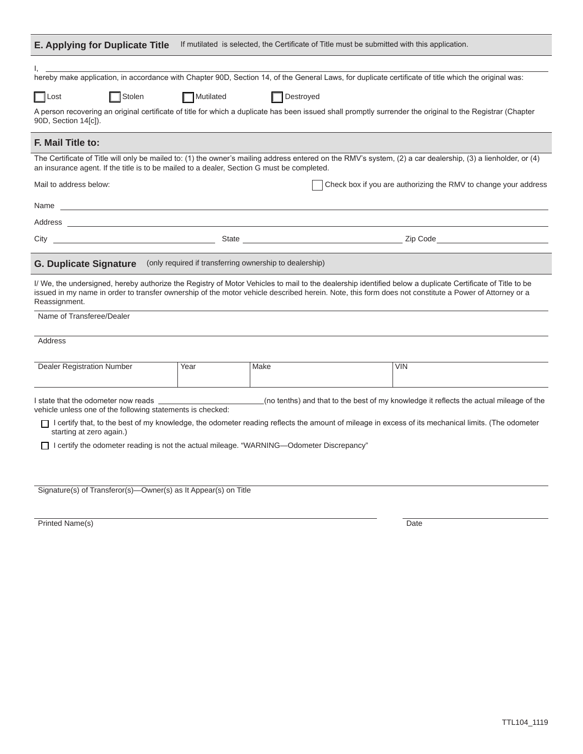## E. Applying for Duplicate Title

If mutilated is selected, the Certificate of Title must be submitted with this application.

I, ____________________________________________

hereby make application, in accordance with Chapter 90D, Section 14, of the General Laws, for duplicate certificate of title which the original was:

☐ Lost ☐ Stolen ☐ Mutilated ☐ Destroyed

A person recovering an original certificate of title for which a duplicate has been issued shall promptly surrender the original to the Registrar (Chapter 90D, Section 14[c]).

## F. Mail Title to:

The Certificate of Title will only be mailed to: (1) the owner's mailing address entered on the RMV's system, (2) a car dealership, (3) a lienholder, or (4) an insurance agent. If the title is to be mailed to a dealer, Section G must be completed.

Mail to address below: ☐ Check box if you are authorizing the RMV to change your address

Name ____________________________________________

Address ____________________________________________

City ____________________ State ____________________ Zip Code ____________________

## G. Duplicate Signature

(only required if transferring ownership to dealership)

I/ We, the undersigned, hereby authorize the Registry of Motor Vehicles to mail to the dealership identified below a duplicate Certificate of Title to be issued in my name in order to transfer ownership of the motor vehicle described herein. Note, this form does not constitute a Power of Attorney or a Reassignment.

Name of Transferee/Dealer

Address

| Dealer Registration Number | Year | Make | VIN |
| --- | --- | --- | --- |
| | | | |

I state that the odometer now reads ____________________(no tenths) and that to the best of my knowledge it reflects the actual mileage of the vehicle unless one of the following statements is checked:

☐ I certify that, to the best of my knowledge, the odometer reading reflects the amount of mileage in excess of its mechanical limits. (The odometer starting at zero again.)

☐ I certify the odometer reading is not the actual mileage. "WARNING—Odometer Discrepancy"

Signature(s) of Transferor(s)—Owner(s) as It Appear(s) on Title

Printed Name(s) Date

TTL104_1119